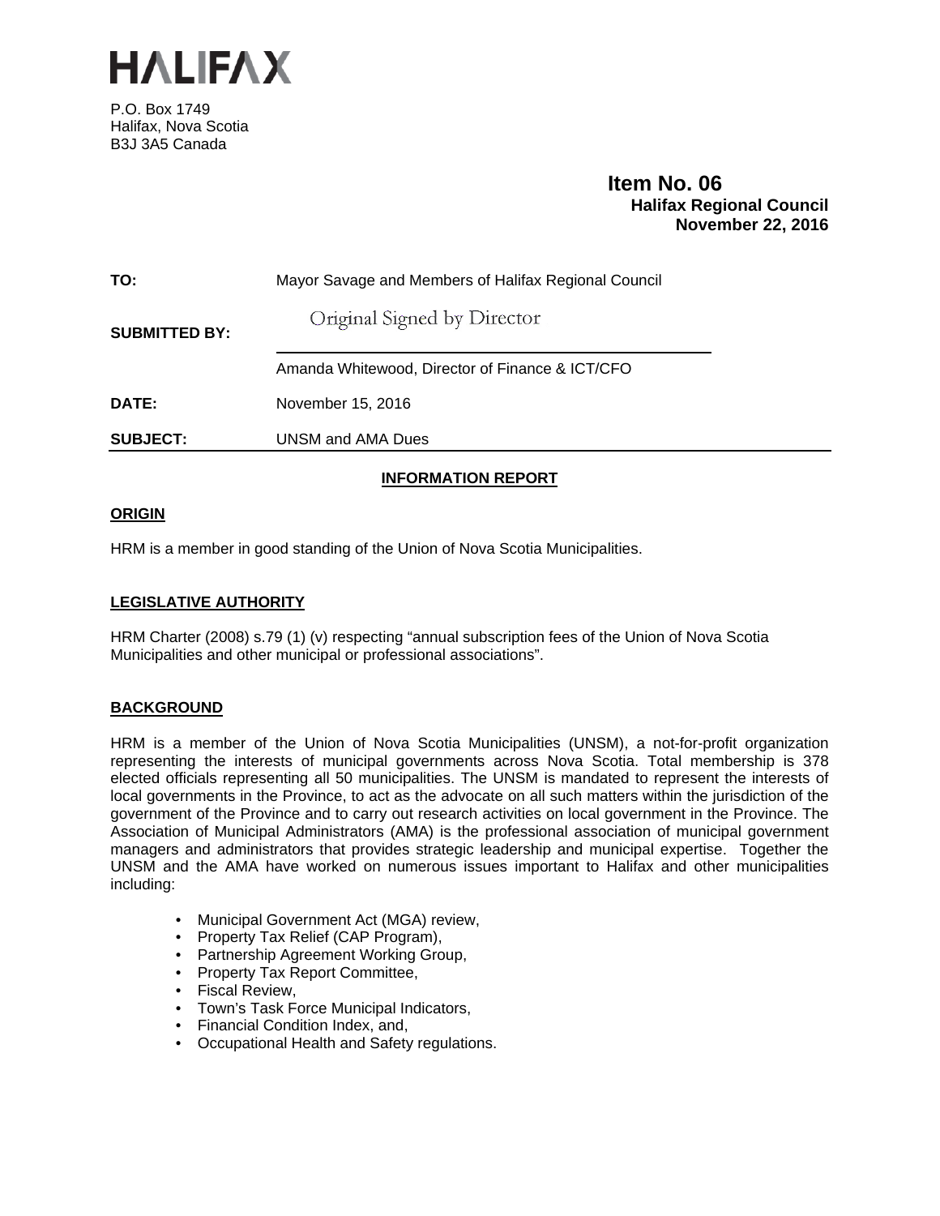# HALIFAX

P.O. Box 1749
Halifax, Nova Scotia
B3J 3A5 Canada

**Item No. 06**
**Halifax Regional Council**
**November 22, 2016**

**TO:** Mayor Savage and Members of Halifax Regional Council

**SUBMITTED BY:** Original Signed by Director

Amanda Whitewood, Director of Finance & ICT/CFO

**DATE:** November 15, 2016

**SUBJECT:** UNSM and AMA Dues

## INFORMATION REPORT

### ORIGIN

HRM is a member in good standing of the Union of Nova Scotia Municipalities.

### LEGISLATIVE AUTHORITY

HRM Charter (2008) s.79 (1) (v) respecting "annual subscription fees of the Union of Nova Scotia Municipalities and other municipal or professional associations".

### BACKGROUND

HRM is a member of the Union of Nova Scotia Municipalities (UNSM), a not-for-profit organization representing the interests of municipal governments across Nova Scotia. Total membership is 378 elected officials representing all 50 municipalities. The UNSM is mandated to represent the interests of local governments in the Province, to act as the advocate on all such matters within the jurisdiction of the government of the Province and to carry out research activities on local government in the Province. The Association of Municipal Administrators (AMA) is the professional association of municipal government managers and administrators that provides strategic leadership and municipal expertise. Together the UNSM and the AMA have worked on numerous issues important to Halifax and other municipalities including:

- Municipal Government Act (MGA) review,
- Property Tax Relief (CAP Program),
- Partnership Agreement Working Group,
- Property Tax Report Committee,
- Fiscal Review,
- Town's Task Force Municipal Indicators,
- Financial Condition Index, and,
- Occupational Health and Safety regulations.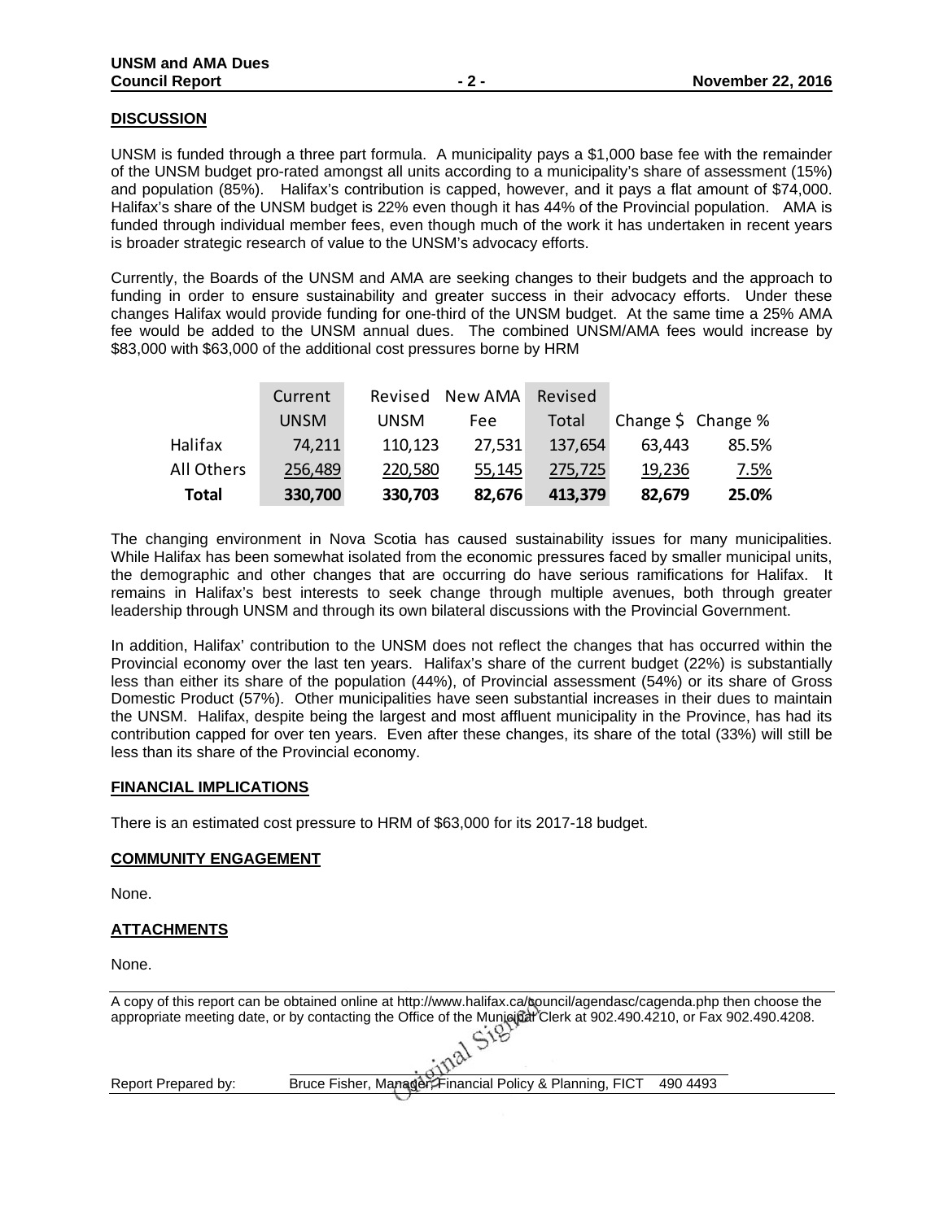## DISCUSSION

UNSM is funded through a three part formula. A municipality pays a $1,000 base fee with the remainder of the UNSM budget pro-rated amongst all units according to a municipality's share of assessment (15%) and population (85%). Halifax's contribution is capped, however, and it pays a flat amount of $74,000. Halifax's share of the UNSM budget is 22% even though it has 44% of the Provincial population. AMA is funded through individual member fees, even though much of the work it has undertaken in recent years is broader strategic research of value to the UNSM's advocacy efforts.

Currently, the Boards of the UNSM and AMA are seeking changes to their budgets and the approach to funding in order to ensure sustainability and greater success in their advocacy efforts. Under these changes Halifax would provide funding for one-third of the UNSM budget. At the same time a 25% AMA fee would be added to the UNSM annual dues. The combined UNSM/AMA fees would increase by $83,000 with $63,000 of the additional cost pressures borne by HRM

| | Current UNSM | Revised UNSM | New AMA Fee | Revised Total | Change $ | Change % |
|---|---|---|---|---|---|---|
| Halifax | 74,211 | 110,123 | 27,531 | 137,654 | 63,443 | 85.5% |
| All Others | 256,489 | 220,580 | 55,145 | 275,725 | 19,236 | 7.5% |
| **Total** | **330,700** | **330,703** | **82,676** | **413,379** | **82,679** | **25.0%** |

The changing environment in Nova Scotia has caused sustainability issues for many municipalities. While Halifax has been somewhat isolated from the economic pressures faced by smaller municipal units, the demographic and other changes that are occurring do have serious ramifications for Halifax. It remains in Halifax's best interests to seek change through multiple avenues, both through greater leadership through UNSM and through its own bilateral discussions with the Provincial Government.

In addition, Halifax' contribution to the UNSM does not reflect the changes that has occurred within the Provincial economy over the last ten years. Halifax's share of the current budget (22%) is substantially less than either its share of the population (44%), of Provincial assessment (54%) or its share of Gross Domestic Product (57%). Other municipalities have seen substantial increases in their dues to maintain the UNSM. Halifax, despite being the largest and most affluent municipality in the Province, has had its contribution capped for over ten years. Even after these changes, its share of the total (33%) will still be less than its share of the Provincial economy.

## FINANCIAL IMPLICATIONS

There is an estimated cost pressure to HRM of $63,000 for its 2017-18 budget.

## COMMUNITY ENGAGEMENT

None.

## ATTACHMENTS

None.

---

A copy of this report can be obtained online at http://www.halifax.ca/council/agendasc/cagenda.php then choose the appropriate meeting date, or by contacting the Office of the Municipal Clerk at 902.490.4210, or Fax 902.490.4208.

Original Signed

Report Prepared by: Bruce Fisher, Manager, Financial Policy & Planning, FICT 490 4493